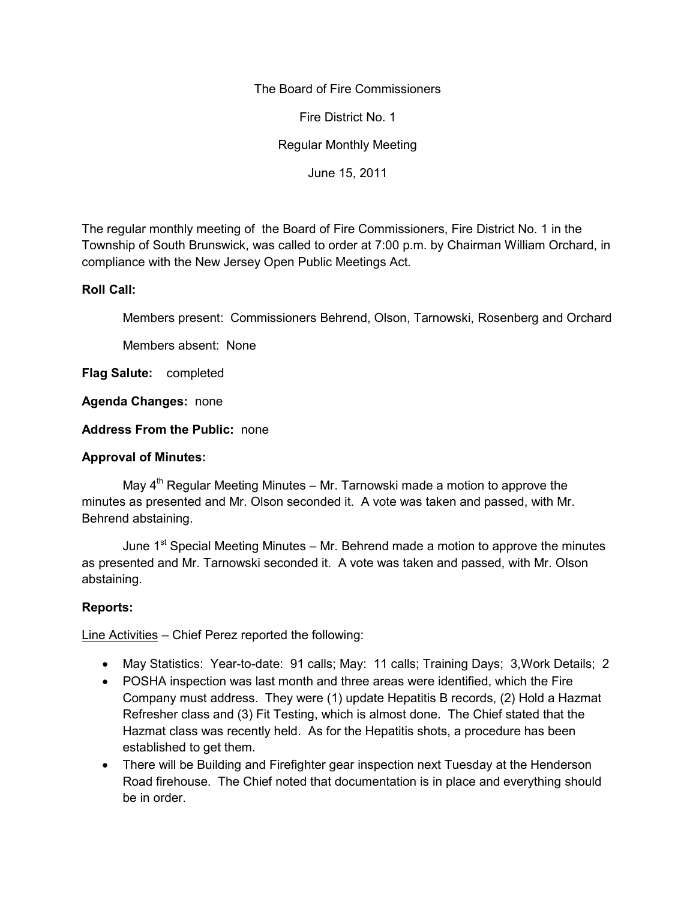The Board of Fire Commissioners

Fire District No. 1

Regular Monthly Meeting

June 15, 2011

The regular monthly meeting of the Board of Fire Commissioners, Fire District No. 1 in the Township of South Brunswick, was called to order at 7:00 p.m. by Chairman William Orchard, in compliance with the New Jersey Open Public Meetings Act.

**Roll Call:**

Members present: Commissioners Behrend, Olson, Tarnowski, Rosenberg and Orchard

Members absent: None

**Flag Salute:** completed

**Agenda Changes:** none

**Address From the Public:** none

**Approval of Minutes:**

May 4th Regular Meeting Minutes – Mr. Tarnowski made a motion to approve the minutes as presented and Mr. Olson seconded it. A vote was taken and passed, with Mr. Behrend abstaining.

June 1st Special Meeting Minutes – Mr. Behrend made a motion to approve the minutes as presented and Mr. Tarnowski seconded it. A vote was taken and passed, with Mr. Olson abstaining.

**Reports:**

Line Activities – Chief Perez reported the following:

- May Statistics: Year-to-date: 91 calls; May: 11 calls; Training Days; 3,Work Details; 2
- POSHA inspection was last month and three areas were identified, which the Fire Company must address. They were (1) update Hepatitis B records, (2) Hold a Hazmat Refresher class and (3) Fit Testing, which is almost done. The Chief stated that the Hazmat class was recently held. As for the Hepatitis shots, a procedure has been established to get them.
- There will be Building and Firefighter gear inspection next Tuesday at the Henderson Road firehouse. The Chief noted that documentation is in place and everything should be in order.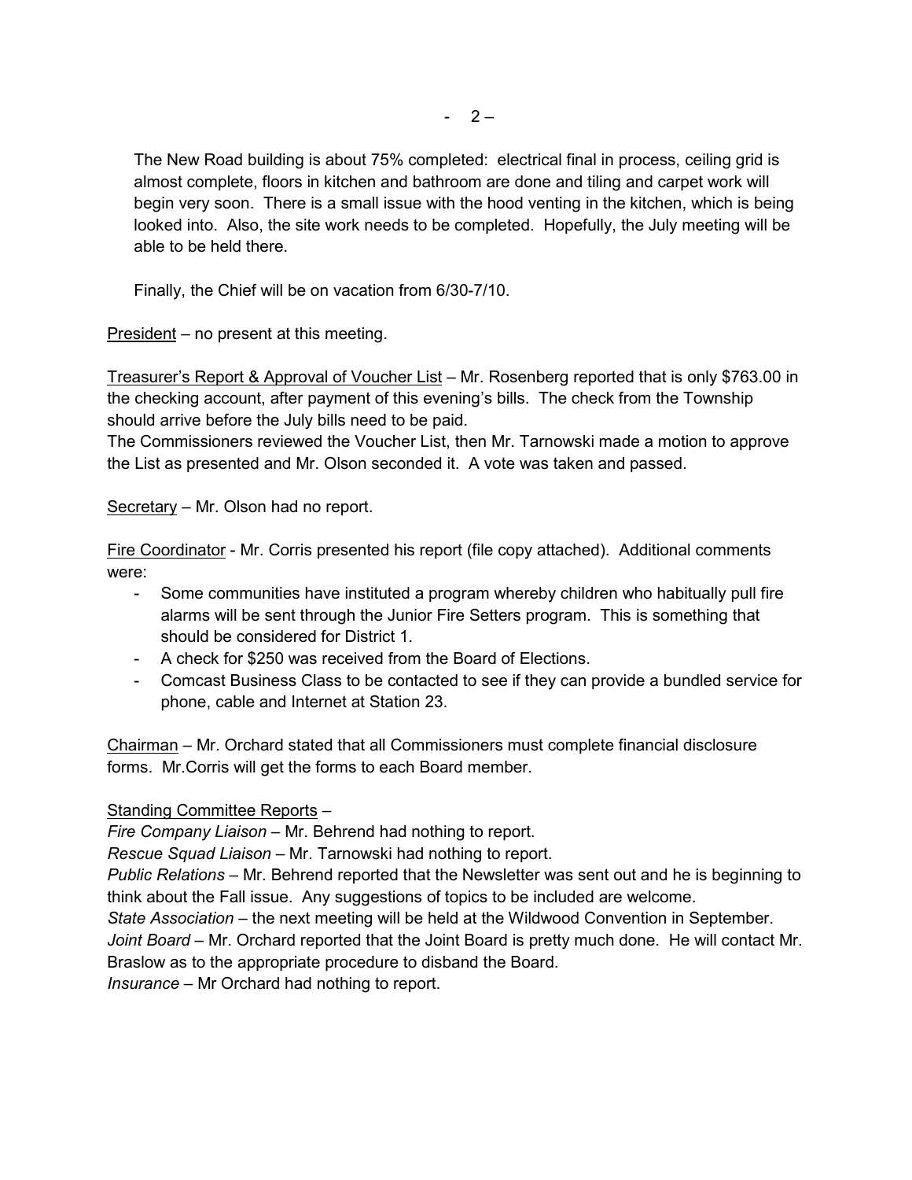The New Road building is about 75% completed: electrical final in process, ceiling grid is almost complete, floors in kitchen and bathroom are done and tiling and carpet work will begin very soon. There is a small issue with the hood venting in the kitchen, which is being looked into. Also, the site work needs to be completed. Hopefully, the July meeting will be able to be held there.

Finally, the Chief will be on vacation from 6/30-7/10.

<u>President</u> – no present at this meeting.

<u>Treasurer's Report & Approval of Voucher List</u> – Mr. Rosenberg reported that is only $763.00 in the checking account, after payment of this evening's bills. The check from the Township should arrive before the July bills need to be paid.
The Commissioners reviewed the Voucher List, then Mr. Tarnowski made a motion to approve the List as presented and Mr. Olson seconded it. A vote was taken and passed.

<u>Secretary</u> – Mr. Olson had no report.

<u>Fire Coordinator</u> - Mr. Corris presented his report (file copy attached). Additional comments were:

- Some communities have instituted a program whereby children who habitually pull fire alarms will be sent through the Junior Fire Setters program. This is something that should be considered for District 1.
- A check for $250 was received from the Board of Elections.
- Comcast Business Class to be contacted to see if they can provide a bundled service for phone, cable and Internet at Station 23.

<u>Chairman</u> – Mr. Orchard stated that all Commissioners must complete financial disclosure forms. Mr.Corris will get the forms to each Board member.

<u>Standing Committee Reports</u> –
*Fire Company Liaison* – Mr. Behrend had nothing to report.
*Rescue Squad Liaison* – Mr. Tarnowski had nothing to report.
*Public Relations* – Mr. Behrend reported that the Newsletter was sent out and he is beginning to think about the Fall issue. Any suggestions of topics to be included are welcome.
*State Association* – the next meeting will be held at the Wildwood Convention in September.
*Joint Board* – Mr. Orchard reported that the Joint Board is pretty much done. He will contact Mr. Braslow as to the appropriate procedure to disband the Board.
*Insurance* – Mr Orchard had nothing to report.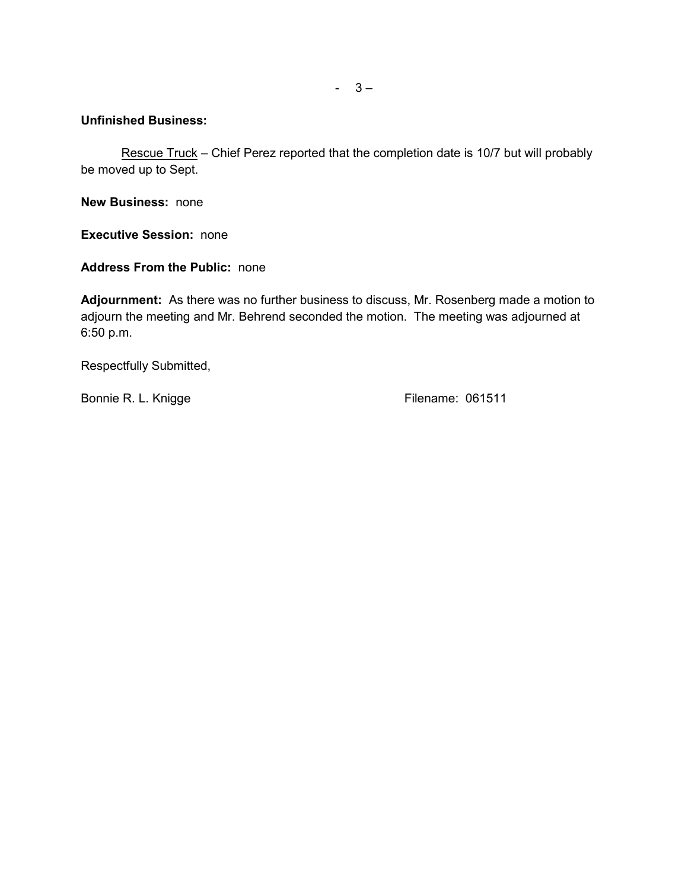**Unfinished Business:**

Rescue Truck – Chief Perez reported that the completion date is 10/7 but will probably be moved up to Sept.

**New Business:** none

**Executive Session:** none

**Address From the Public:** none

**Adjournment:** As there was no further business to discuss, Mr. Rosenberg made a motion to adjourn the meeting and Mr. Behrend seconded the motion. The meeting was adjourned at 6:50 p.m.

Respectfully Submitted,

Bonnie R. L. Knigge

Filename: 061511